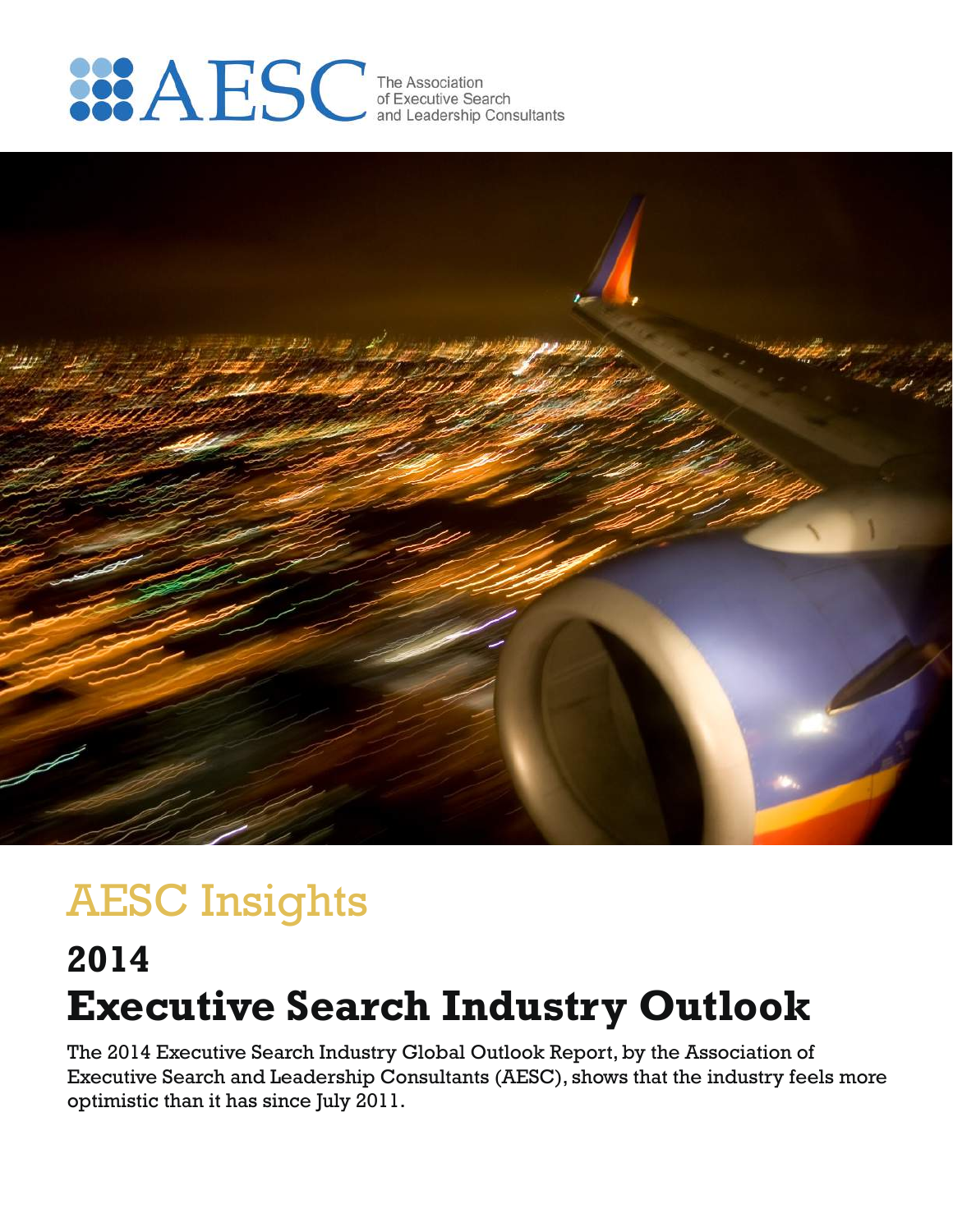AESC
The Association of Executive Search and Leadership Consultants

# AESC Insights

## 2014 Executive Search Industry Outlook

The 2014 Executive Search Industry Global Outlook Report, by the Association of Executive Search and Leadership Consultants (AESC), shows that the industry feels more optimistic than it has since July 2011.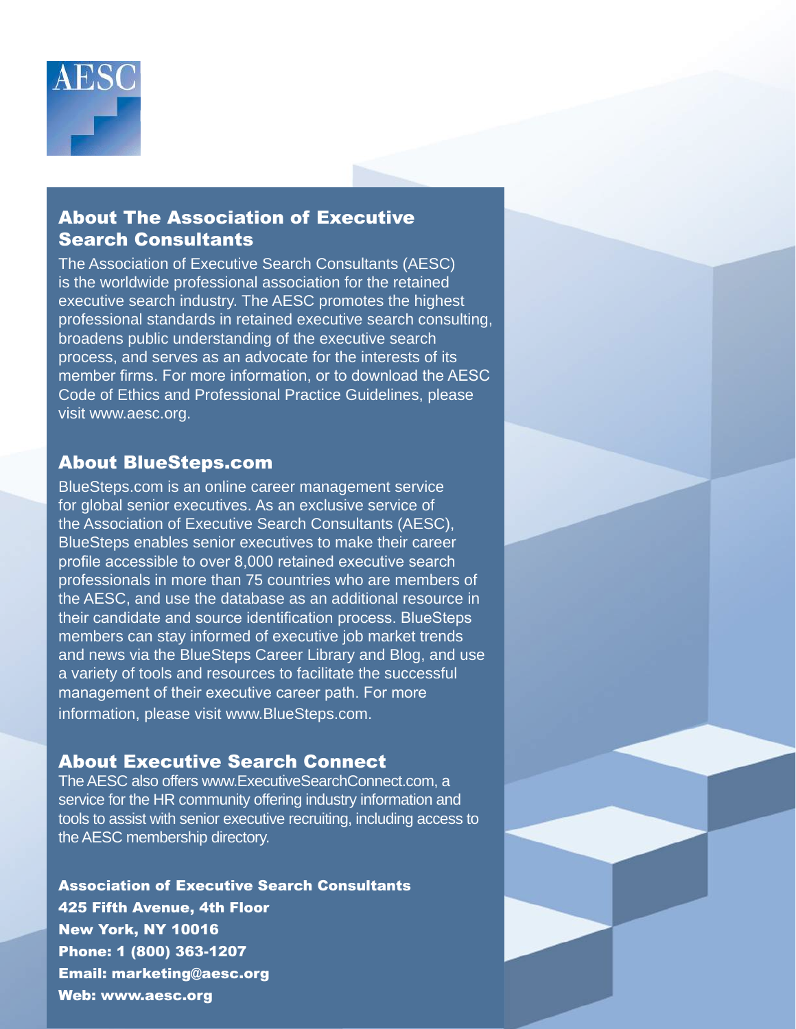AESC

## About The Association of Executive Search Consultants

The Association of Executive Search Consultants (AESC) is the worldwide professional association for the retained executive search industry. The AESC promotes the highest professional standards in retained executive search consulting, broadens public understanding of the executive search process, and serves as an advocate for the interests of its member firms. For more information, or to download the AESC Code of Ethics and Professional Practice Guidelines, please visit www.aesc.org.

## About BlueSteps.com

BlueSteps.com is an online career management service for global senior executives. As an exclusive service of the Association of Executive Search Consultants (AESC), BlueSteps enables senior executives to make their career profile accessible to over 8,000 retained executive search professionals in more than 75 countries who are members of the AESC, and use the database as an additional resource in their candidate and source identification process. BlueSteps members can stay informed of executive job market trends and news via the BlueSteps Career Library and Blog, and use a variety of tools and resources to facilitate the successful management of their executive career path. For more information, please visit www.BlueSteps.com.

## About Executive Search Connect

The AESC also offers www.ExecutiveSearchConnect.com, a service for the HR community offering industry information and tools to assist with senior executive recruiting, including access to the AESC membership directory.

**Association of Executive Search Consultants**
**425 Fifth Avenue, 4th Floor**
**New York, NY 10016**
**Phone: 1 (800) 363-1207**
**Email: marketing@aesc.org**
**Web: www.aesc.org**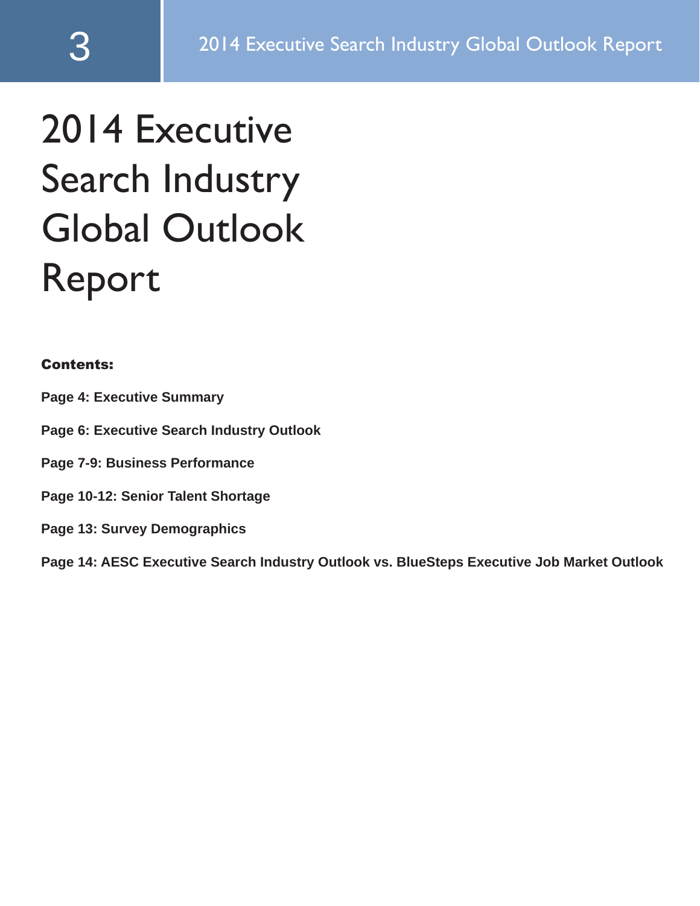# 2014 Executive Search Industry Global Outlook Report

**Contents:**

**Page 4: Executive Summary**

**Page 6: Executive Search Industry Outlook**

**Page 7-9: Business Performance**

**Page 10-12: Senior Talent Shortage**

**Page 13: Survey Demographics**

**Page 14: AESC Executive Search Industry Outlook vs. BlueSteps Executive Job Market Outlook**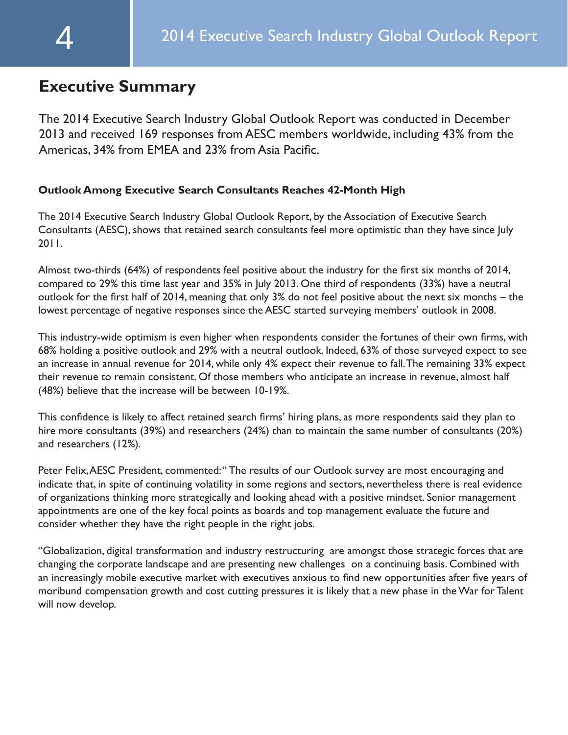# Executive Summary

The 2014 Executive Search Industry Global Outlook Report was conducted in December 2013 and received 169 responses from AESC members worldwide, including 43% from the Americas, 34% from EMEA and 23% from Asia Pacific.

**Outlook Among Executive Search Consultants Reaches 42-Month High**

The 2014 Executive Search Industry Global Outlook Report, by the Association of Executive Search Consultants (AESC), shows that retained search consultants feel more optimistic than they have since July 2011.

Almost two-thirds (64%) of respondents feel positive about the industry for the first six months of 2014, compared to 29% this time last year and 35% in July 2013. One third of respondents (33%) have a neutral outlook for the first half of 2014, meaning that only 3% do not feel positive about the next six months – the lowest percentage of negative responses since the AESC started surveying members' outlook in 2008.

This industry-wide optimism is even higher when respondents consider the fortunes of their own firms, with 68% holding a positive outlook and 29% with a neutral outlook. Indeed, 63% of those surveyed expect to see an increase in annual revenue for 2014, while only 4% expect their revenue to fall. The remaining 33% expect their revenue to remain consistent. Of those members who anticipate an increase in revenue, almost half (48%) believe that the increase will be between 10-19%.

This confidence is likely to affect retained search firms' hiring plans, as more respondents said they plan to hire more consultants (39%) and researchers (24%) than to maintain the same number of consultants (20%) and researchers (12%).

Peter Felix, AESC President, commented: "The results of our Outlook survey are most encouraging and indicate that, in spite of continuing volatility in some regions and sectors, nevertheless there is real evidence of organizations thinking more strategically and looking ahead with a positive mindset. Senior management appointments are one of the key focal points as boards and top management evaluate the future and consider whether they have the right people in the right jobs.

"Globalization, digital transformation and industry restructuring are amongst those strategic forces that are changing the corporate landscape and are presenting new challenges on a continuing basis. Combined with an increasingly mobile executive market with executives anxious to find new opportunities after five years of moribund compensation growth and cost cutting pressures it is likely that a new phase in the War for Talent will now develop.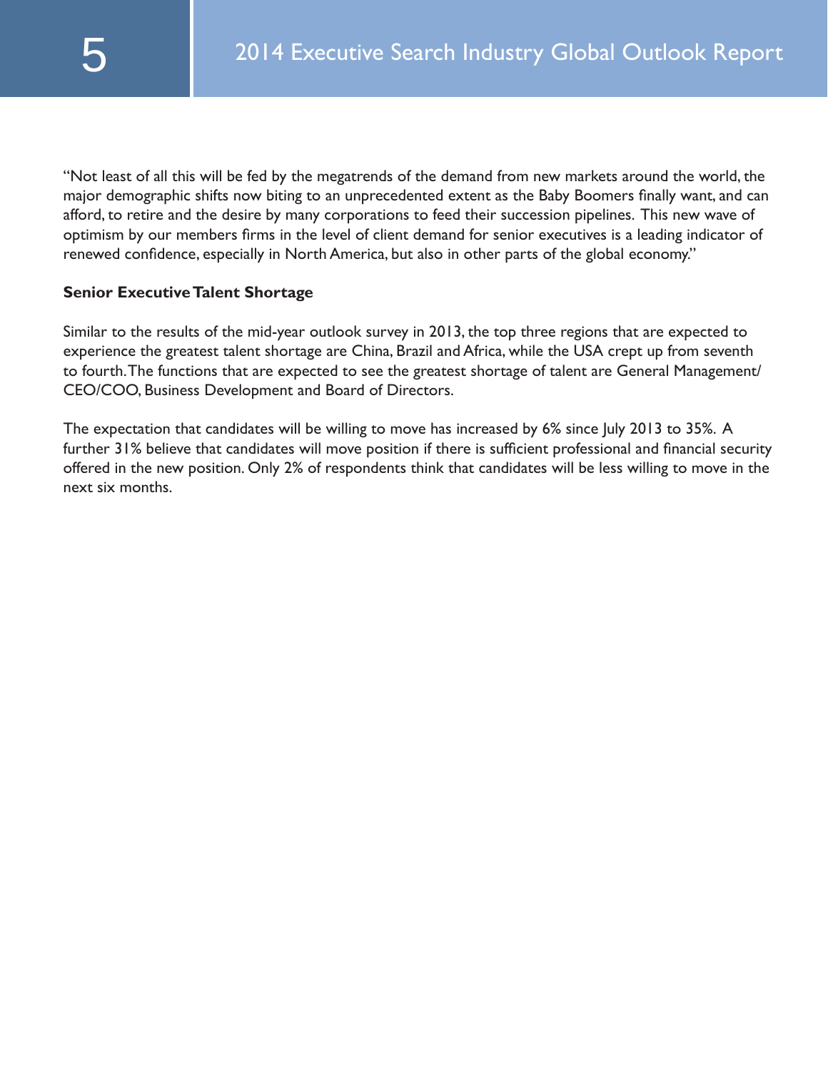"Not least of all this will be fed by the megatrends of the demand from new markets around the world, the major demographic shifts now biting to an unprecedented extent as the Baby Boomers finally want, and can afford, to retire and the desire by many corporations to feed their succession pipelines. This new wave of optimism by our members firms in the level of client demand for senior executives is a leading indicator of renewed confidence, especially in North America, but also in other parts of the global economy."

**Senior Executive Talent Shortage**

Similar to the results of the mid-year outlook survey in 2013, the top three regions that are expected to experience the greatest talent shortage are China, Brazil and Africa, while the USA crept up from seventh to fourth. The functions that are expected to see the greatest shortage of talent are General Management/ CEO/COO, Business Development and Board of Directors.

The expectation that candidates will be willing to move has increased by 6% since July 2013 to 35%. A further 31% believe that candidates will move position if there is sufficient professional and financial security offered in the new position. Only 2% of respondents think that candidates will be less willing to move in the next six months.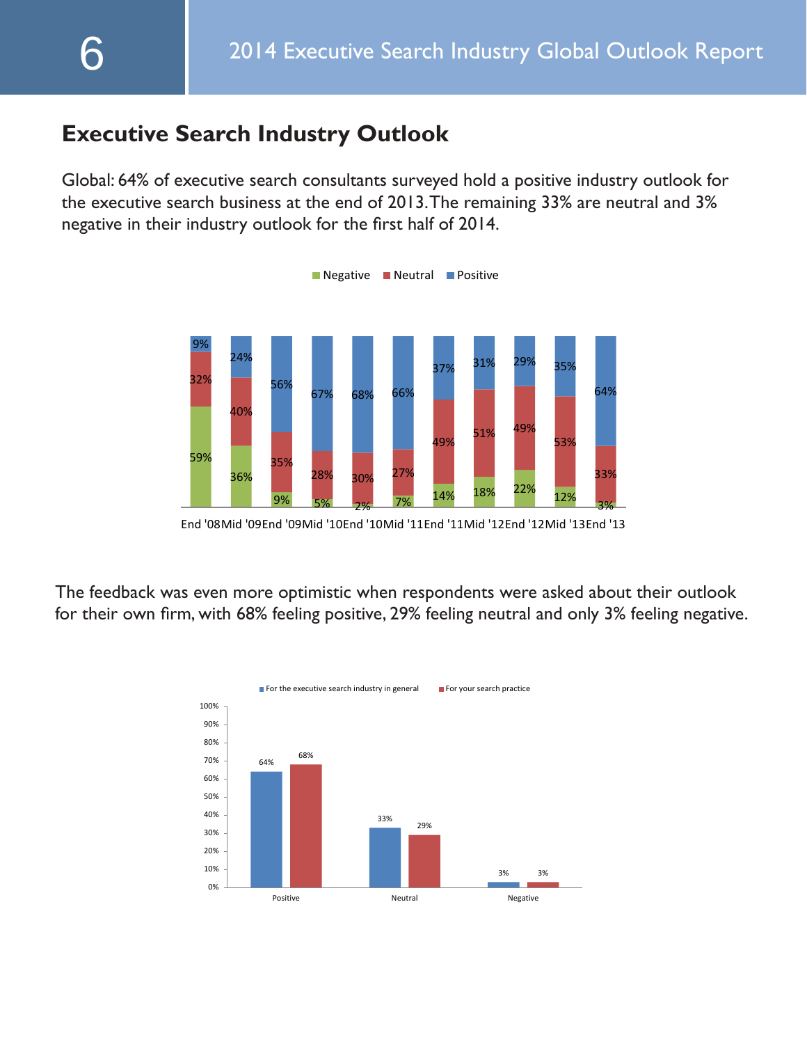## Executive Search Industry Outlook

Global: 64% of executive search consultants surveyed hold a positive industry outlook for the executive search business at the end of 2013. The remaining 33% are neutral and 3% negative in their industry outlook for the first half of 2014.

| | End '08 | Mid '09 | End '09 | Mid '10 | End '10 | Mid '11 | End '11 | Mid '12 | End '12 | Mid '13 | End '13 |
|---|---|---|---|---|---|---|---|---|---|---|---|
| Negative | 59% | 36% | 9% | 5% | 2% | 7% | 14% | 18% | 22% | 12% | 3% |
| Neutral | 32% | 40% | 35% | 28% | 30% | 27% | 49% | 51% | 49% | 53% | 33% |
| Positive | 9% | 24% | 56% | 67% | 68% | 66% | 37% | 31% | 29% | 35% | 64% |

The feedback was even more optimistic when respondents were asked about their outlook for their own firm, with 68% feeling positive, 29% feeling neutral and only 3% feeling negative.

| | For the executive search industry in general | For your search practice |
|---|---|---|
| Positive | 64% | 68% |
| Neutral | 33% | 29% |
| Negative | 3% | 3% |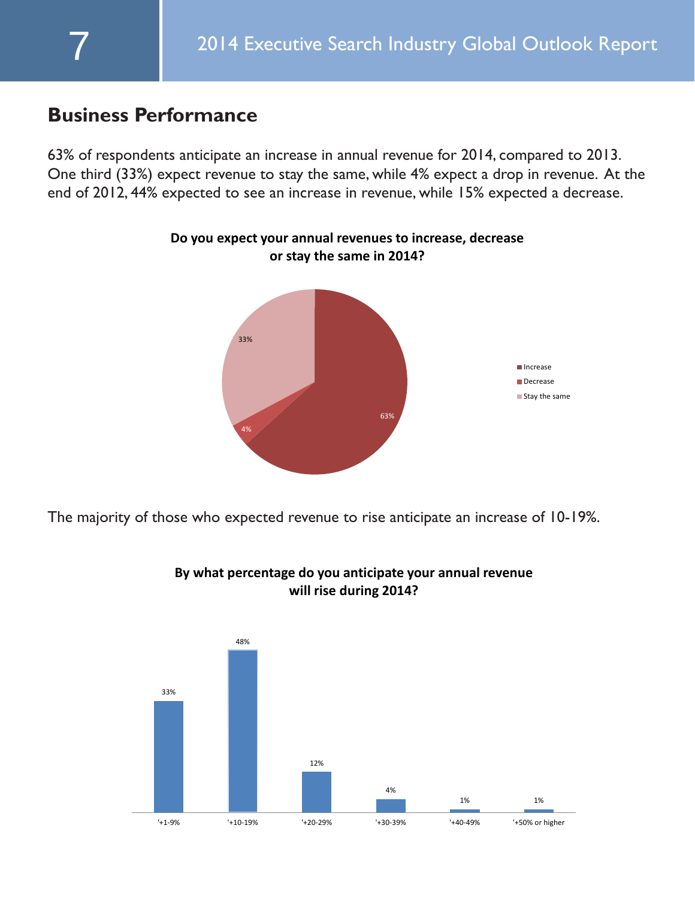## Business Performance

63% of respondents anticipate an increase in annual revenue for 2014, compared to 2013. One third (33%) expect revenue to stay the same, while 4% expect a drop in revenue. At the end of 2012, 44% expected to see an increase in revenue, while 15% expected a decrease.

**Do you expect your annual revenues to increase, decrease or stay the same in 2014?**

| Response | Percentage |
| --- | --- |
| Increase | 63% |
| Decrease | 4% |
| Stay the same | 33% |

The majority of those who expected revenue to rise anticipate an increase of 10-19%.

**By what percentage do you anticipate your annual revenue will rise during 2014?**

| Anticipated rise | Percentage |
| --- | --- |
| '+1-9% | 33% |
| '+10-19% | 48% |
| '+20-29% | 12% |
| '+30-39% | 4% |
| '+40-49% | 1% |
| '+50% or higher | 1% |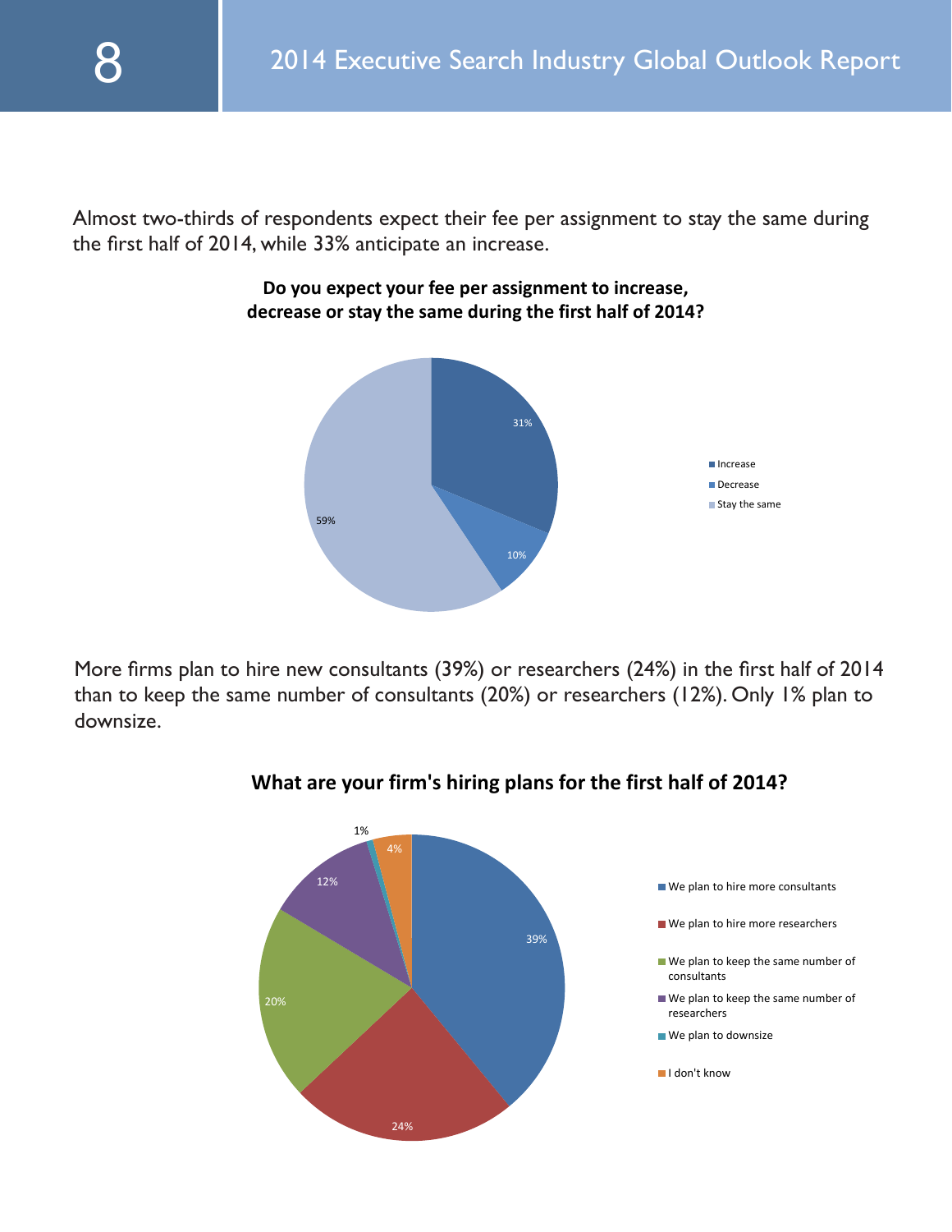Almost two-thirds of respondents expect their fee per assignment to stay the same during the first half of 2014, while 33% anticipate an increase.

**Do you expect your fee per assignment to increase, decrease or stay the same during the first half of 2014?**

| Response | Percentage |
|---|---|
| Increase | 31% |
| Decrease | 10% |
| Stay the same | 59% |

More firms plan to hire new consultants (39%) or researchers (24%) in the first half of 2014 than to keep the same number of consultants (20%) or researchers (12%). Only 1% plan to downsize.

**What are your firm's hiring plans for the first half of 2014?**

| Response | Percentage |
|---|---|
| We plan to hire more consultants | 39% |
| We plan to hire more researchers | 24% |
| We plan to keep the same number of consultants | 20% |
| We plan to keep the same number of researchers | 12% |
| We plan to downsize | 1% |
| I don't know | 4% |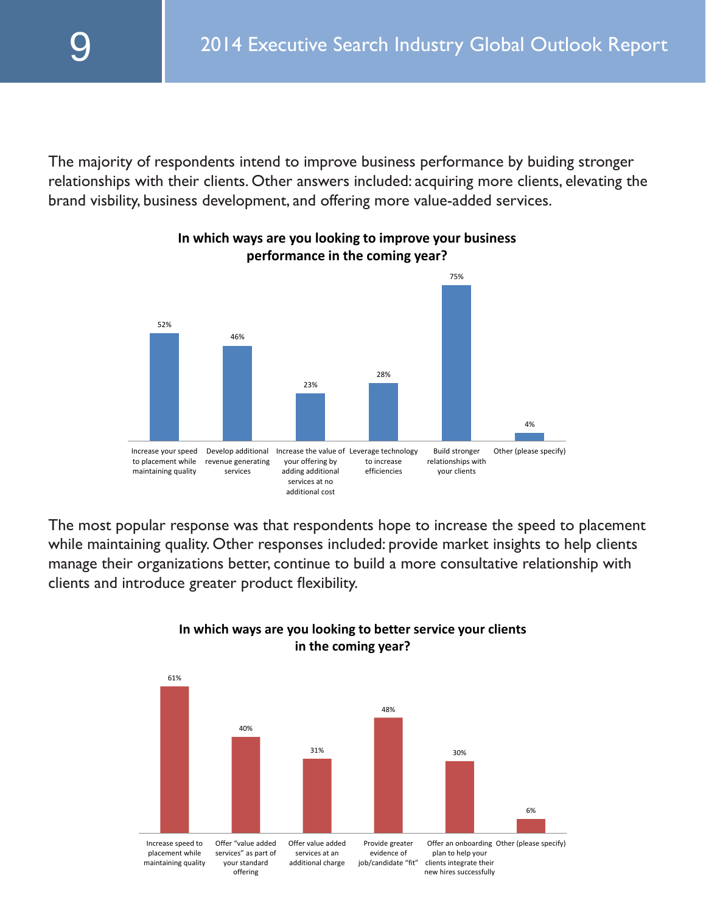The majority of respondents intend to improve business performance by buiding stronger relationships with their clients. Other answers included: acquiring more clients, elevating the brand visbility, business development, and offering more value-added services.

**In which ways are you looking to improve your business performance in the coming year?**

| Response | Percentage |
|---|---|
| Increase your speed to placement while maintaining quality | 52% |
| Develop additional revenue generating services | 46% |
| Increase the value of your offering by adding additional services at no additional cost | 23% |
| Leverage technology to increase efficiencies | 28% |
| Build stronger relationships with your clients | 75% |
| Other (please specify) | 4% |

The most popular response was that respondents hope to increase the speed to placement while maintaining quality. Other responses included: provide market insights to help clients manage their organizations better, continue to build a more consultative relationship with clients and introduce greater product flexibility.

**In which ways are you looking to better service your clients in the coming year?**

| Response | Percentage |
|---|---|
| Increase speed to placement while maintaining quality | 61% |
| Offer "value added services" as part of your standard offering | 40% |
| Offer value added services at an additional charge | 31% |
| Provide greater evidence of job/candidate "fit" | 48% |
| Offer an onboarding plan to help your clients integrate their new hires successfully | 30% |
| Other (please specify) | 6% |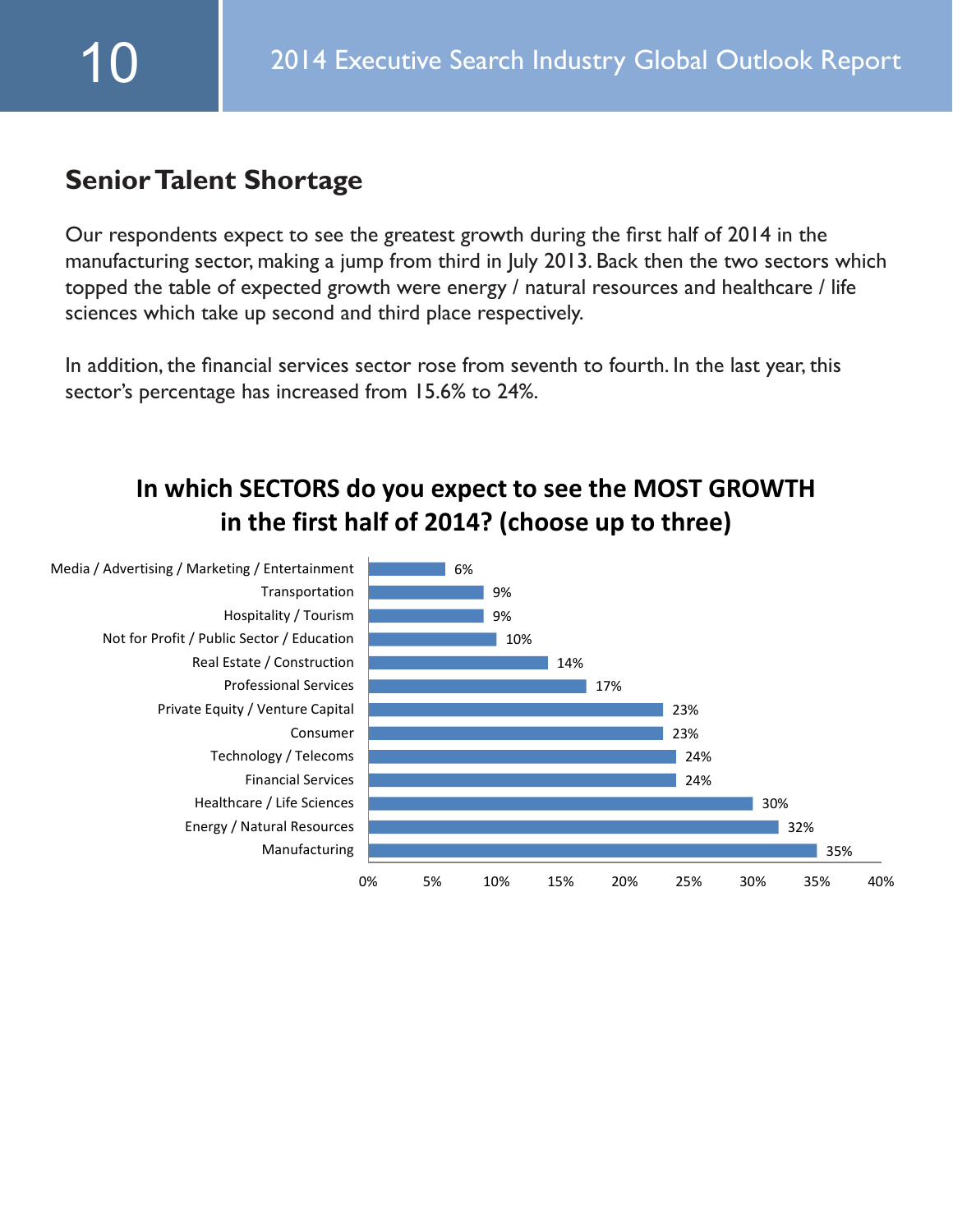## Senior Talent Shortage

Our respondents expect to see the greatest growth during the first half of 2014 in the manufacturing sector, making a jump from third in July 2013. Back then the two sectors which topped the table of expected growth were energy / natural resources and healthcare / life sciences which take up second and third place respectively.

In addition, the financial services sector rose from seventh to fourth. In the last year, this sector's percentage has increased from 15.6% to 24%.

### In which SECTORS do you expect to see the MOST GROWTH in the first half of 2014? (choose up to three)

| Sector | Percentage |
|---|---|
| Media / Advertising / Marketing / Entertainment | 6% |
| Transportation | 9% |
| Hospitality / Tourism | 9% |
| Not for Profit / Public Sector / Education | 10% |
| Real Estate / Construction | 14% |
| Professional Services | 17% |
| Private Equity / Venture Capital | 23% |
| Consumer | 23% |
| Technology / Telecoms | 24% |
| Financial Services | 24% |
| Healthcare / Life Sciences | 30% |
| Energy / Natural Resources | 32% |
| Manufacturing | 35% |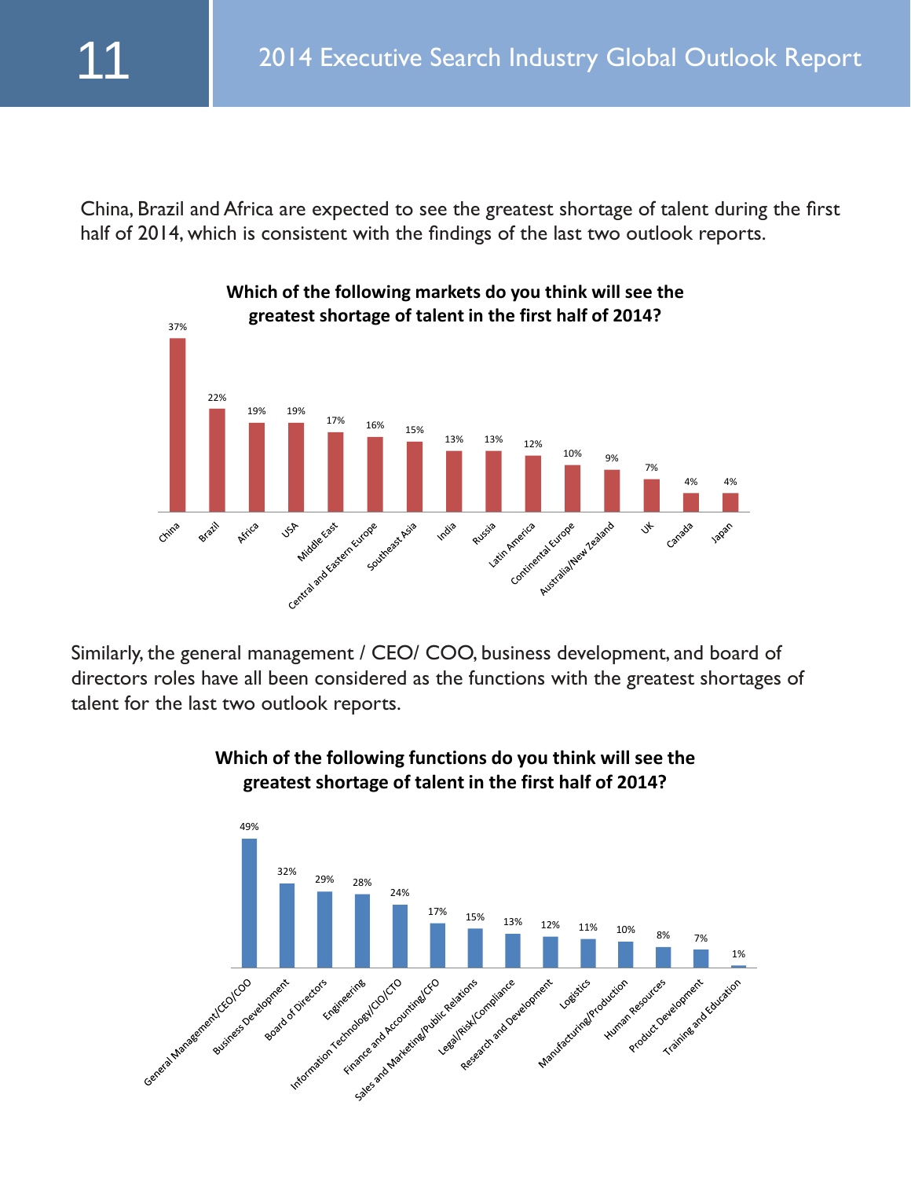China, Brazil and Africa are expected to see the greatest shortage of talent during the first half of 2014, which is consistent with the findings of the last two outlook reports.

**Which of the following markets do you think will see the greatest shortage of talent in the first half of 2014?**

| Market | % |
|---|---|
| China | 37% |
| Brazil | 22% |
| Africa | 19% |
| USA | 19% |
| Middle East | 17% |
| Central and Eastern Europe | 16% |
| Southeast Asia | 15% |
| India | 13% |
| Russia | 13% |
| Latin America | 12% |
| Continental Europe | 10% |
| Australia/New Zealand | 9% |
| UK | 7% |
| Canada | 4% |
| Japan | 4% |

Similarly, the general management / CEO/ COO, business development, and board of directors roles have all been considered as the functions with the greatest shortages of talent for the last two outlook reports.

**Which of the following functions do you think will see the greatest shortage of talent in the first half of 2014?**

| Function | % |
|---|---|
| General Management/CEO/COO | 49% |
| Business Development | 32% |
| Board of Directors | 29% |
| Engineering | 28% |
| Information Technology/CIO/CTO | 24% |
| Finance and Accounting/CFO | 17% |
| Sales and Marketing/Public Relations | 15% |
| Legal/Risk/Compliance | 13% |
| Research and Development | 12% |
| Logistics | 11% |
| Manufacturing/Production | 10% |
| Human Resources | 8% |
| Product Development | 7% |
| Training and Education | 1% |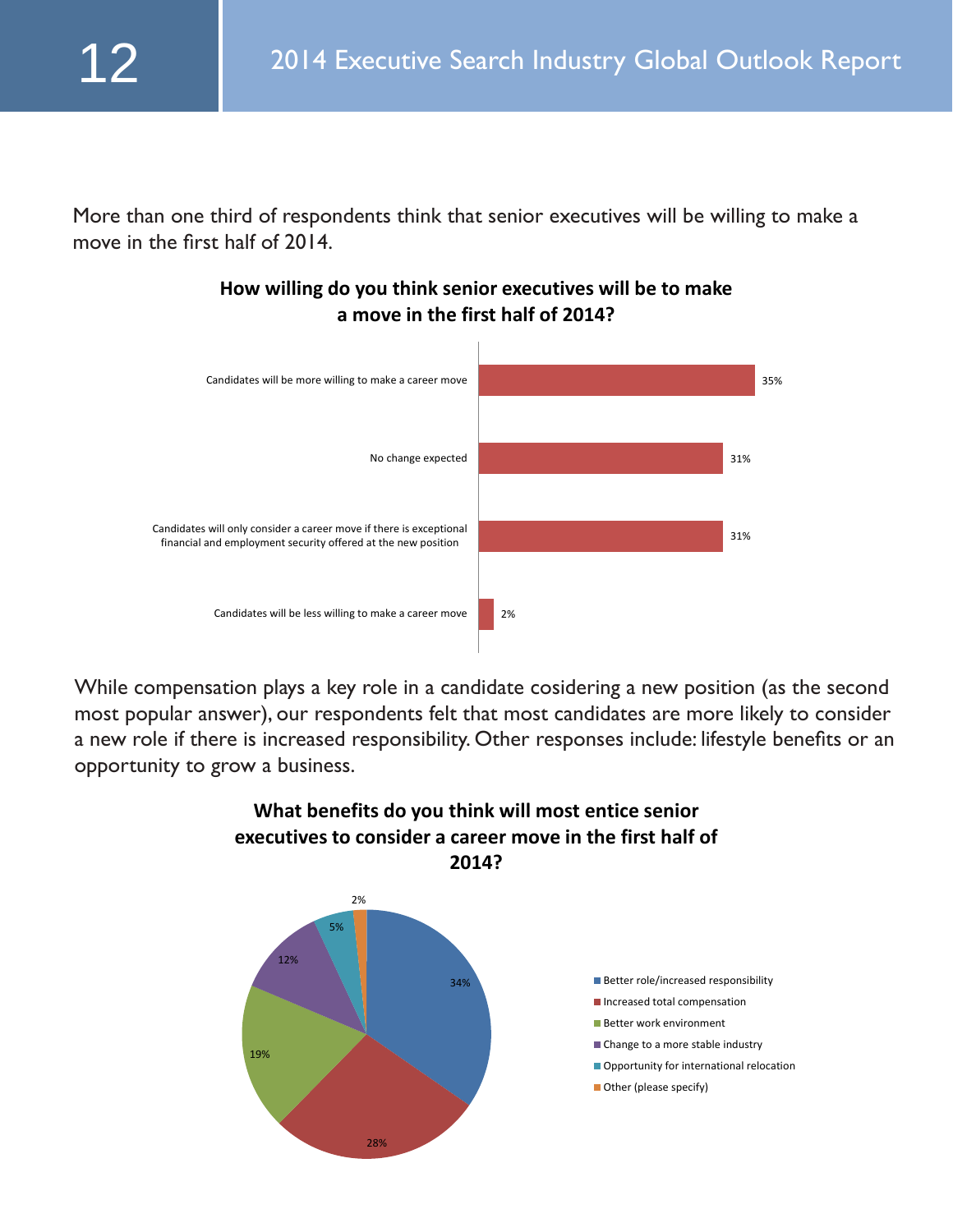More than one third of respondents think that senior executives will be willing to make a move in the first half of 2014.

**How willing do you think senior executives will be to make a move in the first half of 2014?**

| Response | Percentage |
|---|---|
| Candidates will be more willing to make a career move | 35% |
| No change expected | 31% |
| Candidates will only consider a career move if there is exceptional financial and employment security offered at the new position | 31% |
| Candidates will be less willing to make a career move | 2% |

While compensation plays a key role in a candidate cosidering a new position (as the second most popular answer), our respondents felt that most candidates are more likely to consider a new role if there is increased responsibility. Other responses include: lifestyle benefits or an opportunity to grow a business.

**What benefits do you think will most entice senior executives to consider a career move in the first half of 2014?**

| Benefit | Percentage |
|---|---|
| Better role/increased responsibility | 34% |
| Increased total compensation | 28% |
| Better work environment | 19% |
| Change to a more stable industry | 12% |
| Opportunity for international relocation | 5% |
| Other (please specify) | 2% |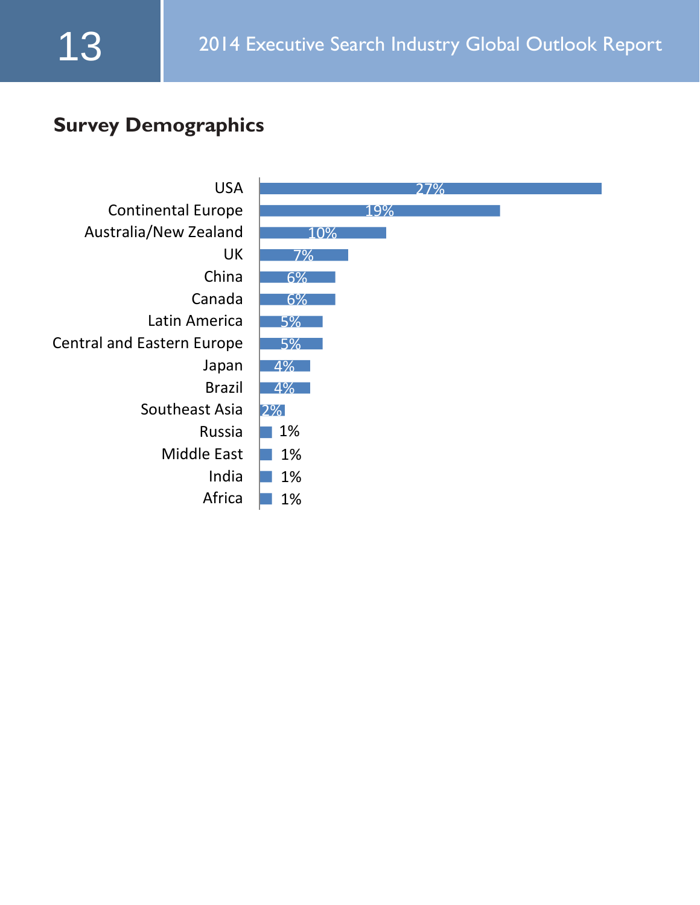## Survey Demographics

| Region | Percentage |
| --- | --- |
| USA | 27% |
| Continental Europe | 19% |
| Australia/New Zealand | 10% |
| UK | 7% |
| China | 6% |
| Canada | 6% |
| Latin America | 5% |
| Central and Eastern Europe | 5% |
| Japan | 4% |
| Brazil | 4% |
| Southeast Asia | 2% |
| Russia | 1% |
| Middle East | 1% |
| India | 1% |
| Africa | 1% |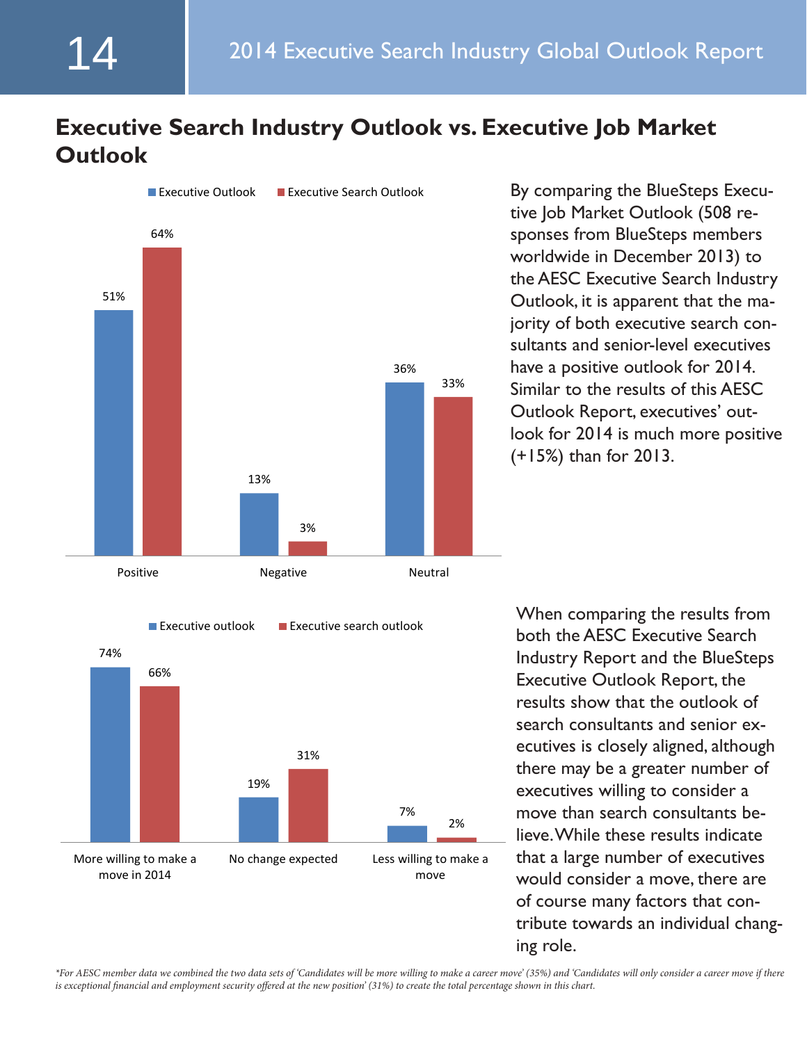## Executive Search Industry Outlook vs. Executive Job Market Outlook

| | Executive Outlook | Executive Search Outlook |
|---|---|---|
| Positive | 51% | 64% |
| Negative | 13% | 3% |
| Neutral | 36% | 33% |

By comparing the BlueSteps Executive Job Market Outlook (508 responses from BlueSteps members worldwide in December 2013) to the AESC Executive Search Industry Outlook, it is apparent that the majority of both executive search consultants and senior-level executives have a positive outlook for 2014. Similar to the results of this AESC Outlook Report, executives' outlook for 2014 is much more positive (+15%) than for 2013.

| | Executive outlook | Executive search outlook |
|---|---|---|
| More willing to make a move in 2014 | 74% | 66% |
| No change expected | 19% | 31% |
| Less willing to make a move | 7% | 2% |

When comparing the results from both the AESC Executive Search Industry Report and the BlueSteps Executive Outlook Report, the results show that the outlook of search consultants and senior executives is closely aligned, although there may be a greater number of executives willing to consider a move than search consultants believe. While these results indicate that a large number of executives would consider a move, there are of course many factors that contribute towards an individual changing role.

*\*For AESC member data we combined the two data sets of 'Candidates will be more willing to make a career move' (35%) and 'Candidates will only consider a career move if there is exceptional financial and employment security offered at the new position' (31%) to create the total percentage shown in this chart.*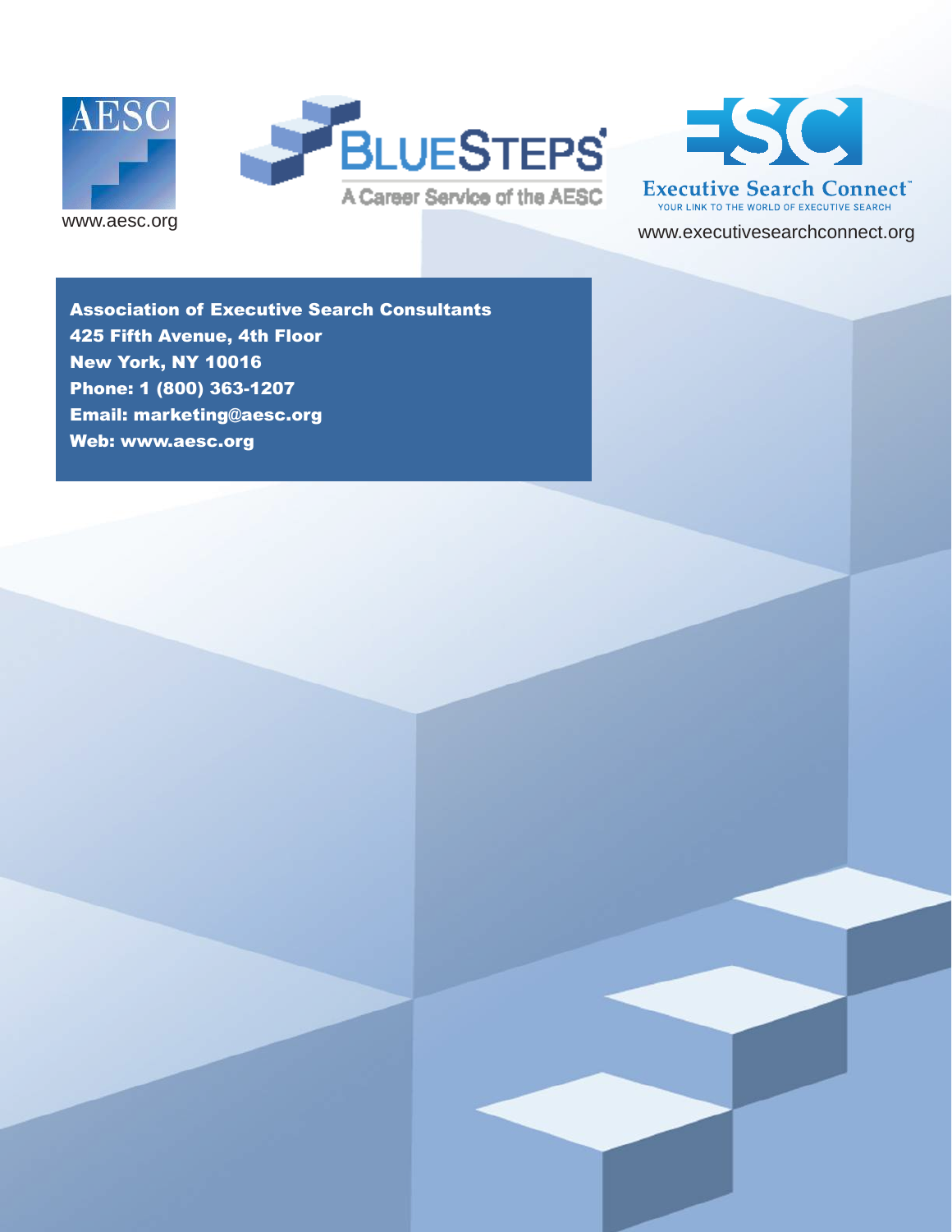AESC

www.aesc.org

BlueSteps

A Career Service of the AESC

ESC

Executive Search Connect™

YOUR LINK TO THE WORLD OF EXECUTIVE SEARCH

www.executivesearchconnect.org

**Association of Executive Search Consultants**
**425 Fifth Avenue, 4th Floor**
**New York, NY 10016**
**Phone: 1 (800) 363-1207**
**Email: marketing@aesc.org**
**Web: www.aesc.org**